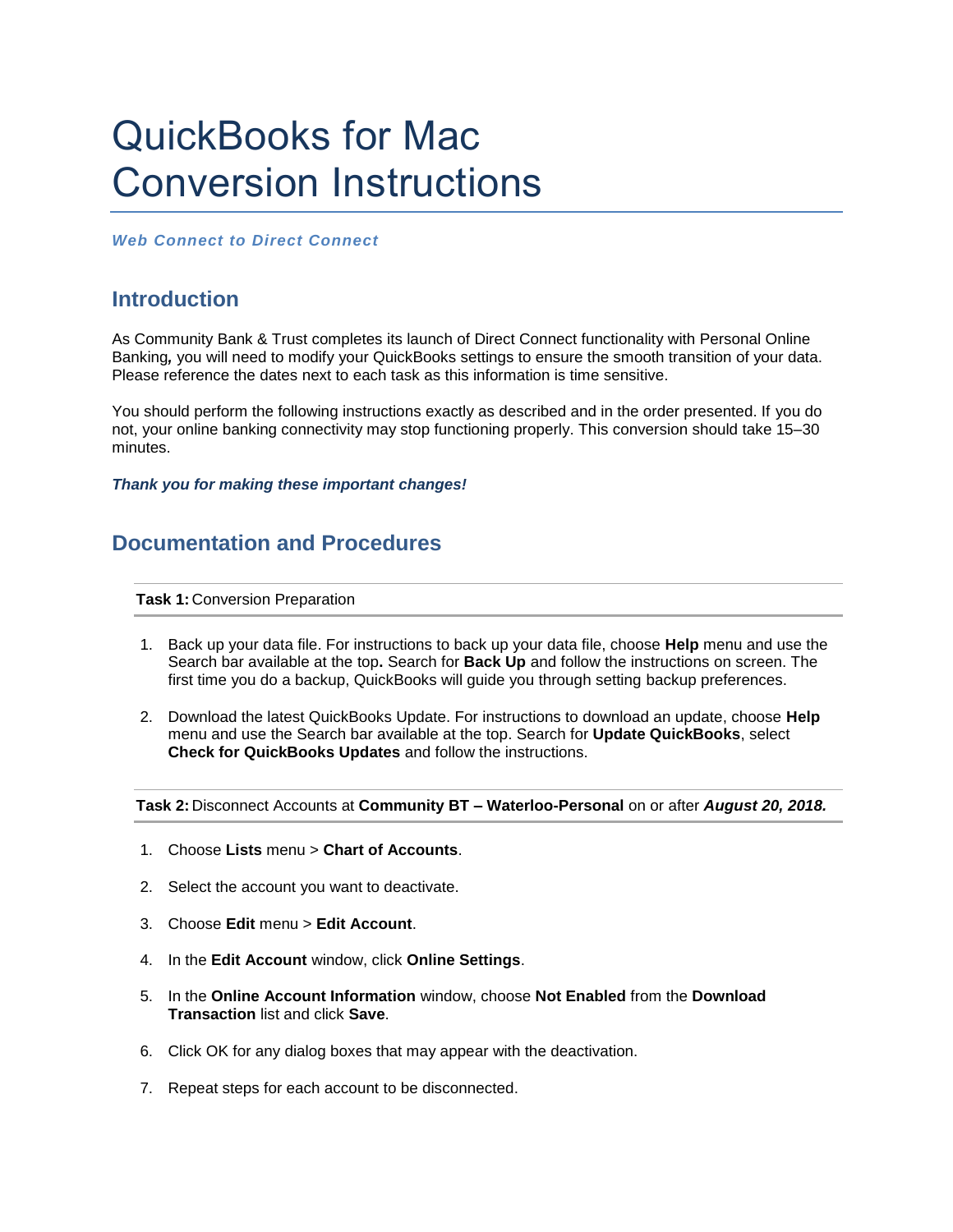# QuickBooks for Mac Conversion Instructions

***Web Connect to Direct Connect***

## Introduction

As Community Bank & Trust completes its launch of Direct Connect functionality with Personal Online Banking***,*** you will need to modify your QuickBooks settings to ensure the smooth transition of your data. Please reference the dates next to each task as this information is time sensitive.

You should perform the following instructions exactly as described and in the order presented. If you do not, your online banking connectivity may stop functioning properly. This conversion should take 15–30 minutes.

***Thank you for making these important changes!***

## Documentation and Procedures

**Task 1:** Conversion Preparation

1. Back up your data file. For instructions to back up your data file, choose **Help** menu and use the Search bar available at the top**.** Search for **Back Up** and follow the instructions on screen. The first time you do a backup, QuickBooks will guide you through setting backup preferences.

2. Download the latest QuickBooks Update. For instructions to download an update, choose **Help** menu and use the Search bar available at the top. Search for **Update QuickBooks**, select **Check for QuickBooks Updates** and follow the instructions.

**Task 2:** Disconnect Accounts at **Community BT – Waterloo-Personal** on or after ***August 20, 2018.***

1. Choose **Lists** menu > **Chart of Accounts**.

2. Select the account you want to deactivate.

3. Choose **Edit** menu > **Edit Account**.

4. In the **Edit Account** window, click **Online Settings**.

5. In the **Online Account Information** window, choose **Not Enabled** from the **Download Transaction** list and click **Save**.

6. Click OK for any dialog boxes that may appear with the deactivation.

7. Repeat steps for each account to be disconnected.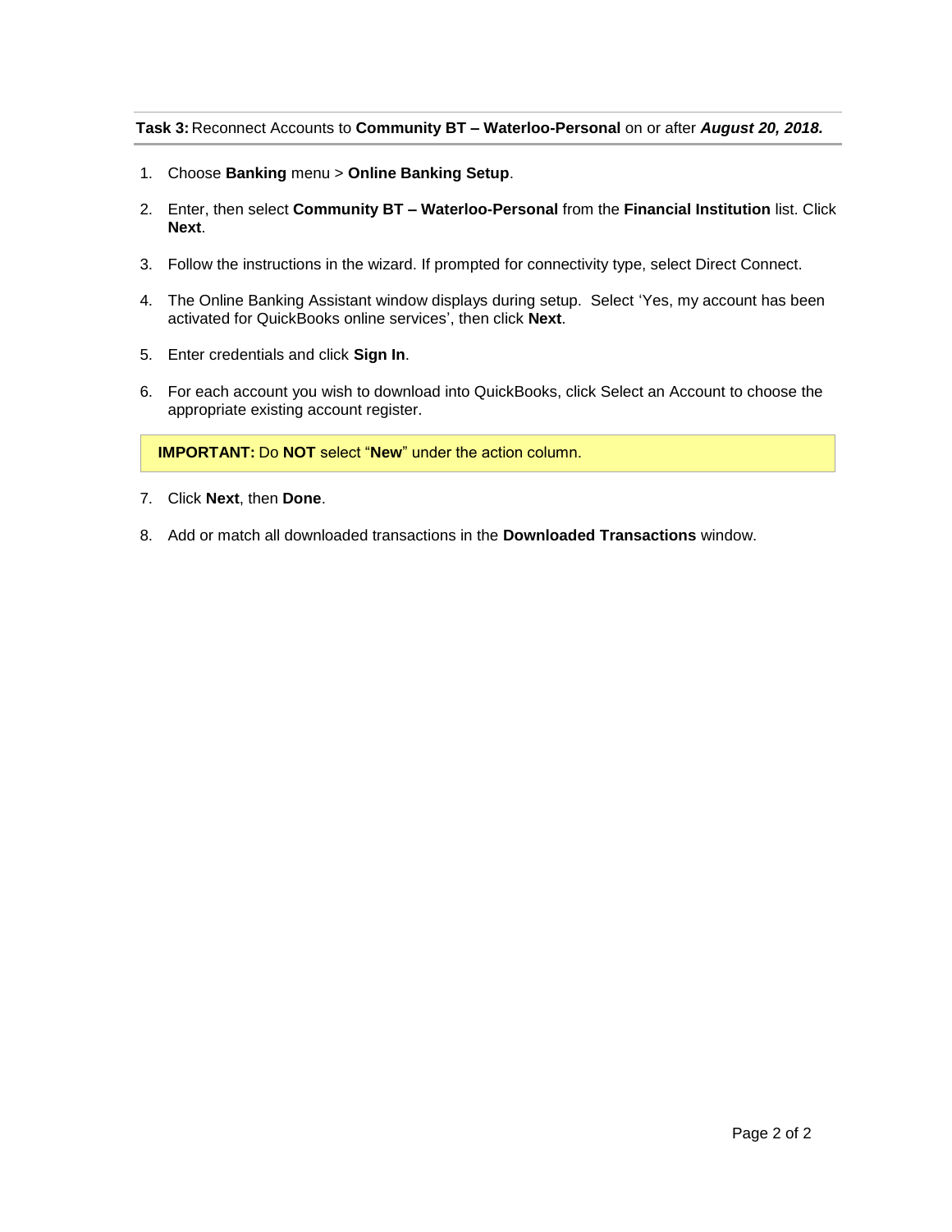**Task 3:** Reconnect Accounts to **Community BT – Waterloo-Personal** on or after ***August 20, 2018.***

1. Choose **Banking** menu > **Online Banking Setup**.
2. Enter, then select **Community BT – Waterloo-Personal** from the **Financial Institution** list. Click **Next**.
3. Follow the instructions in the wizard. If prompted for connectivity type, select Direct Connect.
4. The Online Banking Assistant window displays during setup. Select 'Yes, my account has been activated for QuickBooks online services', then click **Next**.
5. Enter credentials and click **Sign In**.
6. For each account you wish to download into QuickBooks, click Select an Account to choose the appropriate existing account register.

> **IMPORTANT:** Do **NOT** select "**New**" under the action column.

7. Click **Next**, then **Done**.
8. Add or match all downloaded transactions in the **Downloaded Transactions** window.